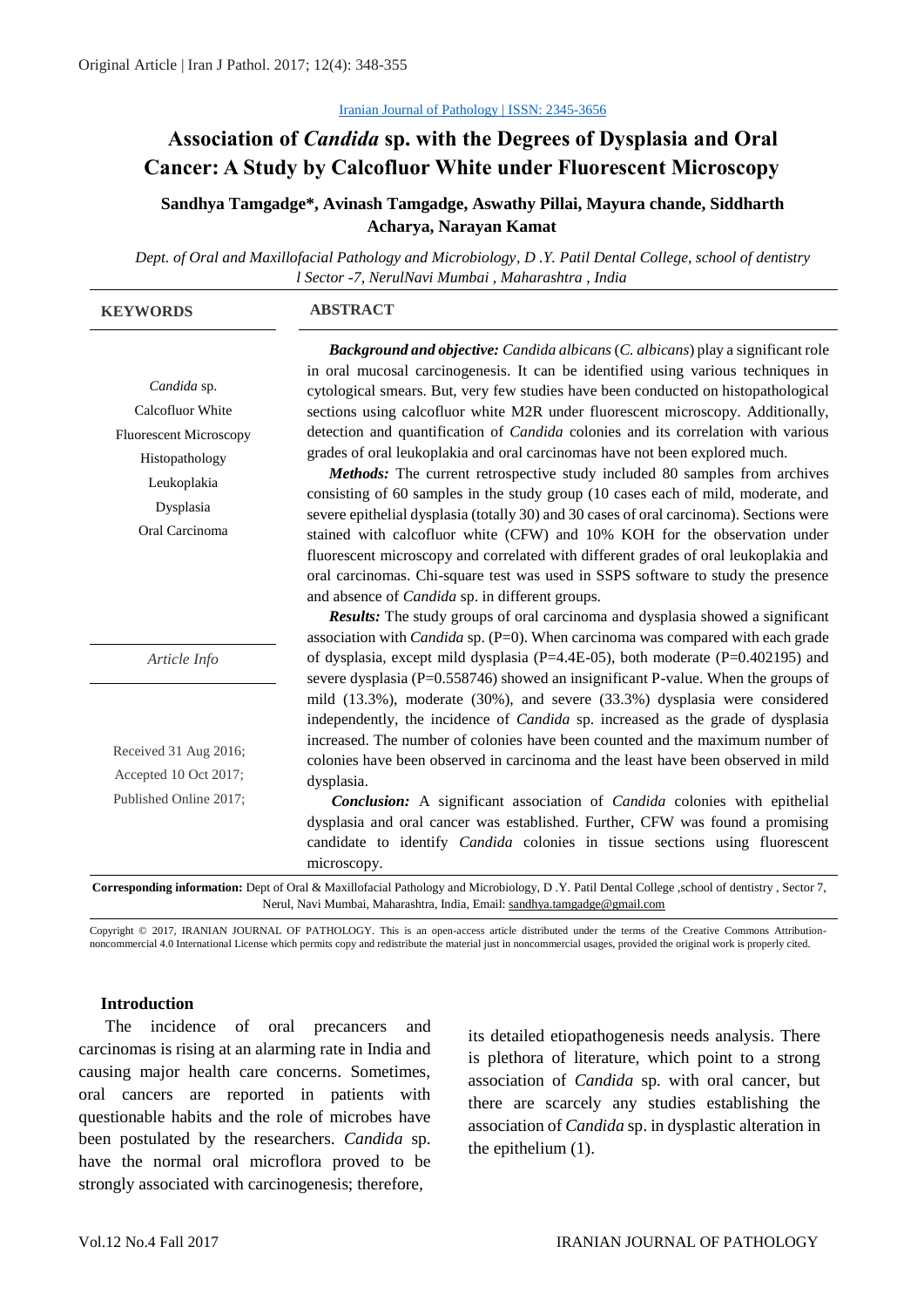Original Article | Iran J Pathol. 2017; 12(4): 348-355

Iranian Journal of Pathology | ISSN: 2345-3656

# Association of *Candida* sp. with the Degrees of Dysplasia and Oral Cancer: A Study by Calcofluor White under Fluorescent Microscopy

**Sandhya Tamgadge\*, Avinash Tamgadge, Aswathy Pillai, Mayura chande, Siddharth Acharya, Narayan Kamat**

*Dept. of Oral and Maxillofacial Pathology and Microbiology, D .Y. Patil Dental College, school of dentistry l Sector -7, NerulNavi Mumbai , Maharashtra , India*

**KEYWORDS**

*Candida* sp.
Calcofluor White
Fluorescent Microscopy
Histopathology
Leukoplakia
Dysplasia
Oral Carcinoma

*Article Info*

Received 31 Aug 2016;
Accepted 10 Oct 2017;
Published Online 2017;

**ABSTRACT**

***Background and objective:*** *Candida albicans* (*C. albicans*) play a significant role in oral mucosal carcinogenesis. It can be identified using various techniques in cytological smears. But, very few studies have been conducted on histopathological sections using calcofluor white M2R under fluorescent microscopy. Additionally, detection and quantification of *Candida* colonies and its correlation with various grades of oral leukoplakia and oral carcinomas have not been explored much.

***Methods:*** The current retrospective study included 80 samples from archives consisting of 60 samples in the study group (10 cases each of mild, moderate, and severe epithelial dysplasia (totally 30) and 30 cases of oral carcinoma). Sections were stained with calcofluor white (CFW) and 10% KOH for the observation under fluorescent microscopy and correlated with different grades of oral leukoplakia and oral carcinomas. Chi-square test was used in SSPS software to study the presence and absence of *Candida* sp. in different groups.

***Results:*** The study groups of oral carcinoma and dysplasia showed a significant association with *Candida* sp. (P=0). When carcinoma was compared with each grade of dysplasia, except mild dysplasia (P=4.4E-05), both moderate (P=0.402195) and severe dysplasia (P=0.558746) showed an insignificant P-value. When the groups of mild (13.3%), moderate (30%), and severe (33.3%) dysplasia were considered independently, the incidence of *Candida* sp. increased as the grade of dysplasia increased. The number of colonies have been counted and the maximum number of colonies have been observed in carcinoma and the least have been observed in mild dysplasia.

***Conclusion:*** A significant association of *Candida* colonies with epithelial dysplasia and oral cancer was established. Further, CFW was found a promising candidate to identify *Candida* colonies in tissue sections using fluorescent microscopy.

**Corresponding information:** Dept of Oral & Maxillofacial Pathology and Microbiology, D .Y. Patil Dental College ,school of dentistry , Sector 7, Nerul, Navi Mumbai, Maharashtra, India, Email: sandhya.tamgadge@gmail.com

Copyright © 2017, IRANIAN JOURNAL OF PATHOLOGY. This is an open-access article distributed under the terms of the Creative Commons Attribution-noncommercial 4.0 International License which permits copy and redistribute the material just in noncommercial usages, provided the original work is properly cited.

## Introduction

The incidence of oral precancers and carcinomas is rising at an alarming rate in India and causing major health care concerns. Sometimes, oral cancers are reported in patients with questionable habits and the role of microbes have been postulated by the researchers. *Candida* sp. have the normal oral microflora proved to be strongly associated with carcinogenesis; therefore, its detailed etiopathogenesis needs analysis. There is plethora of literature, which point to a strong association of *Candida* sp. with oral cancer, but there are scarcely any studies establishing the association of *Candida* sp. in dysplastic alteration in the epithelium (1).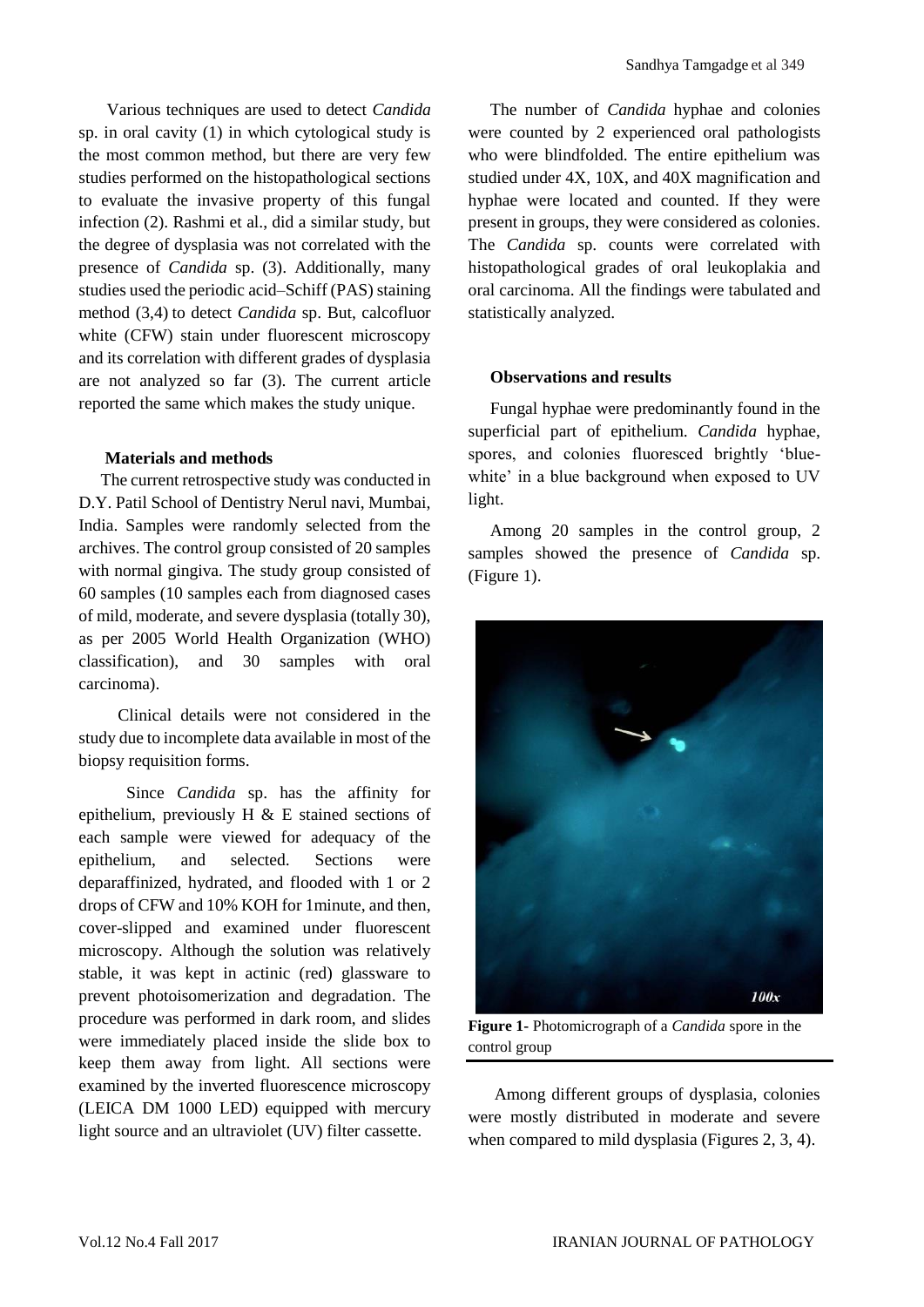Various techniques are used to detect *Candida* sp. in oral cavity (1) in which cytological study is the most common method, but there are very few studies performed on the histopathological sections to evaluate the invasive property of this fungal infection (2). Rashmi et al., did a similar study, but the degree of dysplasia was not correlated with the presence of *Candida* sp. (3). Additionally, many studies used the periodic acid–Schiff (PAS) staining method (3,4) to detect *Candida* sp. But, calcofluor white (CFW) stain under fluorescent microscopy and its correlation with different grades of dysplasia are not analyzed so far (3). The current article reported the same which makes the study unique.

## Materials and methods

The current retrospective study was conducted in D.Y. Patil School of Dentistry Nerul navi, Mumbai, India. Samples were randomly selected from the archives. The control group consisted of 20 samples with normal gingiva. The study group consisted of 60 samples (10 samples each from diagnosed cases of mild, moderate, and severe dysplasia (totally 30), as per 2005 World Health Organization (WHO) classification), and 30 samples with oral carcinoma).

Clinical details were not considered in the study due to incomplete data available in most of the biopsy requisition forms.

Since *Candida* sp. has the affinity for epithelium, previously H & E stained sections of each sample were viewed for adequacy of the epithelium, and selected. Sections were deparaffinized, hydrated, and flooded with 1 or 2 drops of CFW and 10% KOH for 1minute, and then, cover-slipped and examined under fluorescent microscopy. Although the solution was relatively stable, it was kept in actinic (red) glassware to prevent photoisomerization and degradation. The procedure was performed in dark room, and slides were immediately placed inside the slide box to keep them away from light. All sections were examined by the inverted fluorescence microscopy (LEICA DM 1000 LED) equipped with mercury light source and an ultraviolet (UV) filter cassette.

The number of *Candida* hyphae and colonies were counted by 2 experienced oral pathologists who were blindfolded. The entire epithelium was studied under 4X, 10X, and 40X magnification and hyphae were located and counted. If they were present in groups, they were considered as colonies. The *Candida* sp. counts were correlated with histopathological grades of oral leukoplakia and oral carcinoma. All the findings were tabulated and statistically analyzed.

## Observations and results

Fungal hyphae were predominantly found in the superficial part of epithelium. *Candida* hyphae, spores, and colonies fluoresced brightly 'blue-white' in a blue background when exposed to UV light.

Among 20 samples in the control group, 2 samples showed the presence of *Candida* sp. (Figure 1).

**Figure 1-** Photomicrograph of a *Candida* spore in the control group

Among different groups of dysplasia, colonies were mostly distributed in moderate and severe when compared to mild dysplasia (Figures 2, 3, 4).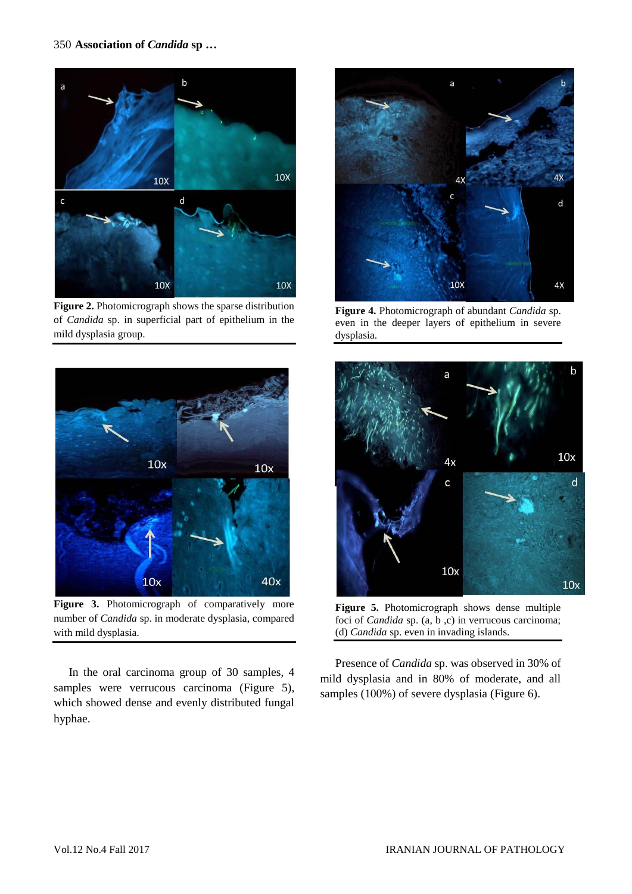**Figure 2.** Photomicrograph shows the sparse distribution of *Candida* sp. in superficial part of epithelium in the mild dysplasia group.

**Figure 4.** Photomicrograph of abundant *Candida* sp. even in the deeper layers of epithelium in severe dysplasia.

**Figure 3.** Photomicrograph of comparatively more number of *Candida* sp. in moderate dysplasia, compared with mild dysplasia.

**Figure 5.** Photomicrograph shows dense multiple foci of *Candida* sp. (a, b ,c) in verrucous carcinoma; (d) *Candida* sp. even in invading islands.

In the oral carcinoma group of 30 samples, 4 samples were verrucous carcinoma (Figure 5), which showed dense and evenly distributed fungal hyphae.

Presence of *Candida* sp. was observed in 30% of mild dysplasia and in 80% of moderate, and all samples (100%) of severe dysplasia (Figure 6).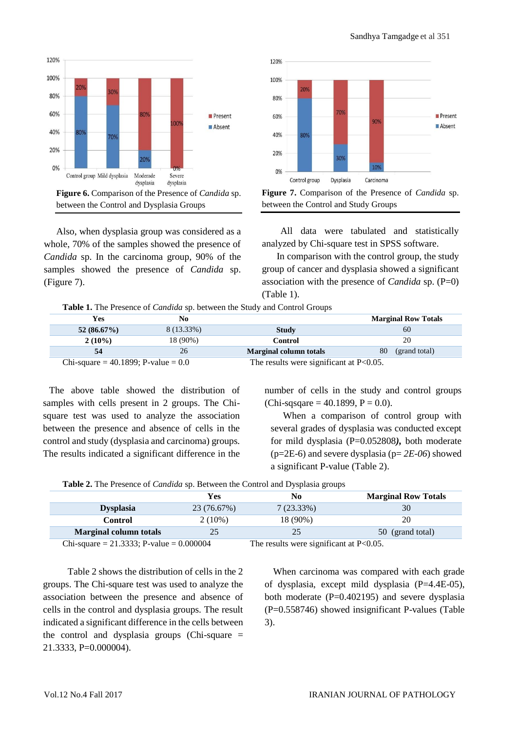**Figure 6.** Comparison of the Presence of *Candida* sp. between the Control and Dysplasia Groups

**Figure 7.** Comparison of the Presence of *Candida* sp. between the Control and Study Groups

Also, when dysplasia group was considered as a whole, 70% of the samples showed the presence of *Candida* sp. In the carcinoma group, 90% of the samples showed the presence of *Candida* sp. (Figure 7).

All data were tabulated and statistically analyzed by Chi-square test in SPSS software.

In comparison with the control group, the study group of cancer and dysplasia showed a significant association with the presence of *Candida* sp. (P=0) (Table 1).

**Table 1.** The Presence of *Candida* sp. between the Study and Control Groups

| Yes | No | | Marginal Row Totals |
|---|---|---|---|
| **52 (86.67%)** | 8 (13.33%) | **Study** | 60 |
| **2 (10%)** | 18 (90%) | **Control** | 20 |
| **54** | 26 | **Marginal column totals** | 80 (grand total) |

Chi-square = 40.1899; P-value = 0.0 The results were significant at P<0.05.

The above table showed the distribution of samples with cells present in 2 groups. The Chi-square test was used to analyze the association between the presence and absence of cells in the control and study (dysplasia and carcinoma) groups. The results indicated a significant difference in the number of cells in the study and control groups (Chi-sqsqare = 40.1899, P = 0.0).

When a comparison of control group with several grades of dysplasia was conducted except for mild dysplasia (P=0.052808***),*** both moderate (p=2E-6) and severe dysplasia (p= *2E-06*) showed a significant P-value (Table 2).

**Table 2.** The Presence of *Candida* sp. Between the Control and Dysplasia groups

| | Yes | No | Marginal Row Totals |
|---|---|---|---|
| **Dysplasia** | 23 (76.67%) | 7 (23.33%) | 30 |
| **Control** | 2 (10%) | 18 (90%) | 20 |
| **Marginal column totals** | 25 | 25 | 50 (grand total) |

Chi-square = 21.3333; P-value = 0.000004 The results were significant at P<0.05.

Table 2 shows the distribution of cells in the 2 groups. The Chi-square test was used to analyze the association between the presence and absence of cells in the control and dysplasia groups. The result indicated a significant difference in the cells between the control and dysplasia groups (Chi-square = 21.3333, P=0.000004).

When carcinoma was compared with each grade of dysplasia, except mild dysplasia (P=4.4E-05), both moderate (P=0.402195) and severe dysplasia (P=0.558746) showed insignificant P-values (Table 3).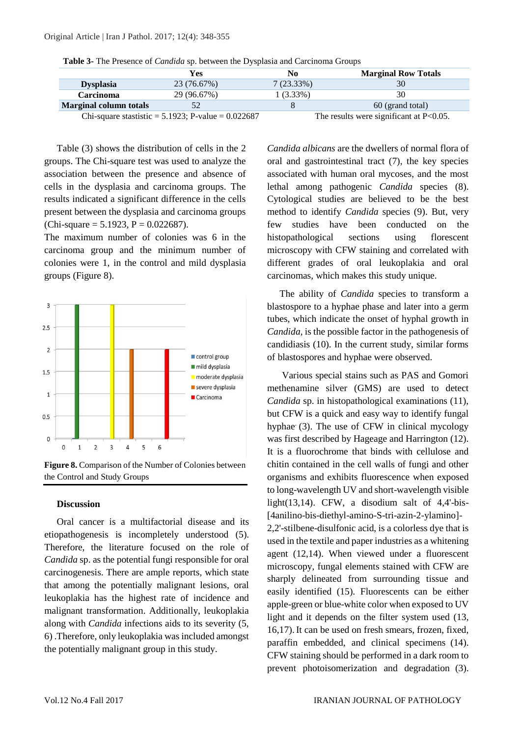**Table 3-** The Presence of *Candida* sp. between the Dysplasia and Carcinoma Groups

| | Yes | No | Marginal Row Totals |
|---|---|---|---|
| **Dysplasia** | 23 (76.67%) | 7 (23.33%) | 30 |
| **Carcinoma** | 29 (96.67%) | 1 (3.33%) | 30 |
| **Marginal column totals** | 52 | 8 | 60 (grand total) |

Chi-square stastistic = 5.1923; P-value = 0.022687 The results were significant at $P<0.05$.

Table (3) shows the distribution of cells in the 2 groups. The Chi-square test was used to analyze the association between the presence and absence of cells in the dysplasia and carcinoma groups. The results indicated a significant difference in the cells present between the dysplasia and carcinoma groups (Chi-square = 5.1923, P = 0.022687).

The maximum number of colonies was 6 in the carcinoma group and the minimum number of colonies were 1, in the control and mild dysplasia groups (Figure 8).

**Figure 8.** Comparison of the Number of Colonies between the Control and Study Groups

## Discussion

Oral cancer is a multifactorial disease and its etiopathogenesis is incompletely understood (5). Therefore, the literature focused on the role of *Candida* sp. as the potential fungi responsible for oral carcinogenesis. There are ample reports, which state that among the potentially malignant lesions, oral leukoplakia has the highest rate of incidence and malignant transformation. Additionally, leukoplakia along with *Candida* infections aids to its severity (5, 6) .Therefore, only leukoplakia was included amongst the potentially malignant group in this study.

*Candida albicans* are the dwellers of normal flora of oral and gastrointestinal tract (7), the key species associated with human oral mycoses, and the most lethal among pathogenic *Candida* species (8). Cytological studies are believed to be the best method to identify *Candida* species (9). But, very few studies have been conducted on the histopathological sections using florescent microscopy with CFW staining and correlated with different grades of oral leukoplakia and oral carcinomas, which makes this study unique.

The ability of *Candida* species to transform a blastospore to a hyphae phase and later into a germ tubes, which indicate the onset of hyphal growth in *Candida*, is the possible factor in the pathogenesis of candidiasis (10). In the current study, similar forms of blastospores and hyphae were observed.

Various special stains such as PAS and Gomori methenamine silver (GMS) are used to detect *Candida* sp. in histopathological examinations (11), but CFW is a quick and easy way to identify fungal hyphae (3). The use of CFW in clinical mycology was first described by Hageage and Harrington (12). It is a fluorochrome that binds with cellulose and chitin contained in the cell walls of fungi and other organisms and exhibits fluorescence when exposed to long-wavelength UV and short-wavelength visible light(13,14). CFW, a disodium salt of 4,4'-bis-[4anilino-bis-diethyl-amino-S-tri-azin-2-ylamino]-2,2'-stilbene-disulfonic acid, is a colorless dye that is used in the textile and paper industries as a whitening agent (12,14). When viewed under a fluorescent microscopy, fungal elements stained with CFW are sharply delineated from surrounding tissue and easily identified (15). Fluorescents can be either apple-green or blue-white color when exposed to UV light and it depends on the filter system used (13, 16,17). It can be used on fresh smears, frozen, fixed, paraffin embedded, and clinical specimens (14). CFW staining should be performed in a dark room to prevent photoisomerization and degradation (3).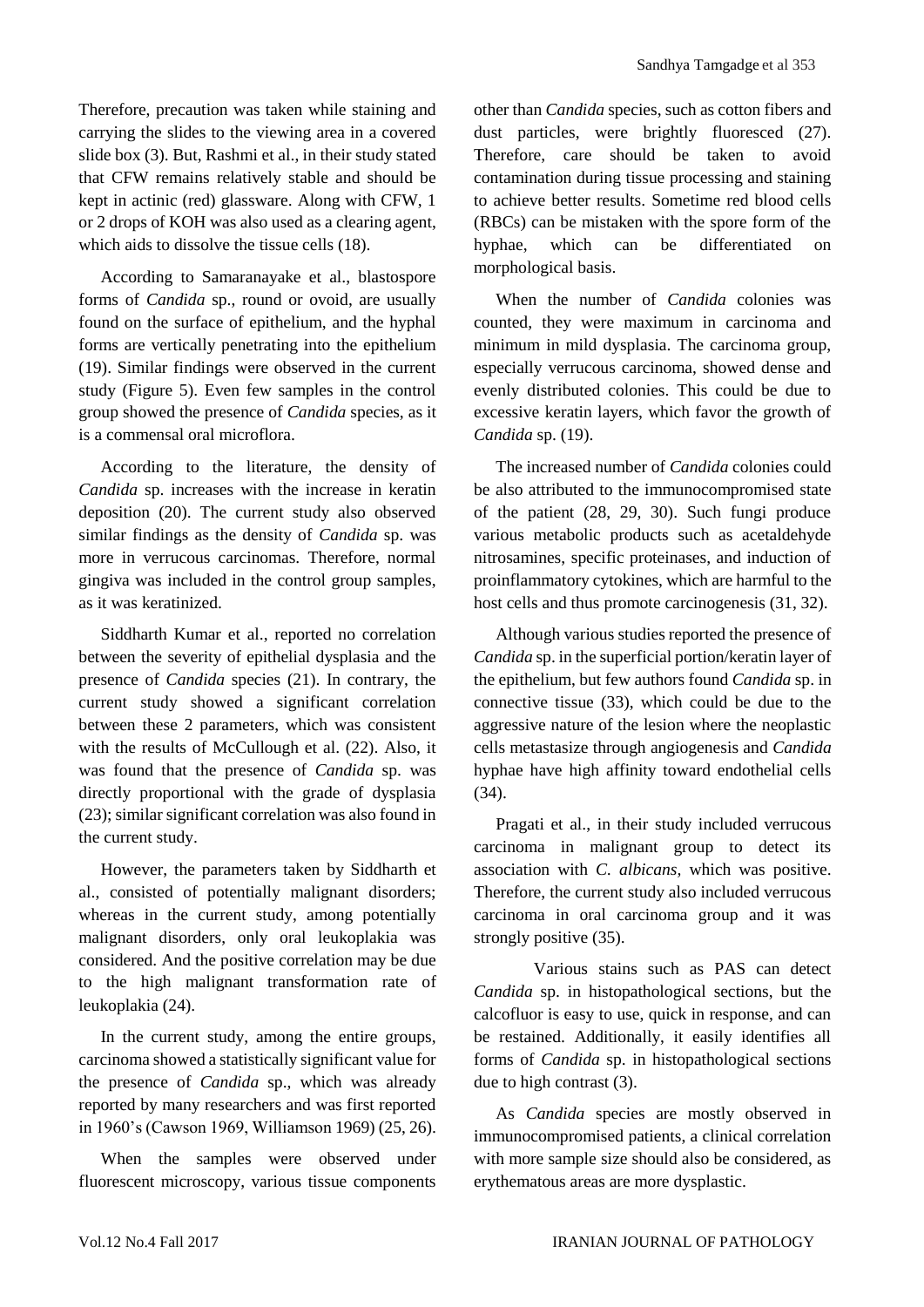Therefore, precaution was taken while staining and carrying the slides to the viewing area in a covered slide box (3). But, Rashmi et al., in their study stated that CFW remains relatively stable and should be kept in actinic (red) glassware. Along with CFW, 1 or 2 drops of KOH was also used as a clearing agent, which aids to dissolve the tissue cells (18).

According to Samaranayake et al., blastospore forms of *Candida* sp., round or ovoid, are usually found on the surface of epithelium, and the hyphal forms are vertically penetrating into the epithelium (19). Similar findings were observed in the current study (Figure 5). Even few samples in the control group showed the presence of *Candida* species, as it is a commensal oral microflora.

According to the literature, the density of *Candida* sp. increases with the increase in keratin deposition (20). The current study also observed similar findings as the density of *Candida* sp. was more in verrucous carcinomas. Therefore, normal gingiva was included in the control group samples, as it was keratinized.

Siddharth Kumar et al., reported no correlation between the severity of epithelial dysplasia and the presence of *Candida* species (21). In contrary, the current study showed a significant correlation between these 2 parameters, which was consistent with the results of McCullough et al. (22). Also, it was found that the presence of *Candida* sp. was directly proportional with the grade of dysplasia (23); similar significant correlation was also found in the current study.

However, the parameters taken by Siddharth et al., consisted of potentially malignant disorders; whereas in the current study, among potentially malignant disorders, only oral leukoplakia was considered. And the positive correlation may be due to the high malignant transformation rate of leukoplakia (24).

In the current study, among the entire groups, carcinoma showed a statistically significant value for the presence of *Candida* sp., which was already reported by many researchers and was first reported in 1960's (Cawson 1969, Williamson 1969) (25, 26).

When the samples were observed under fluorescent microscopy, various tissue components other than *Candida* species, such as cotton fibers and dust particles, were brightly fluoresced (27). Therefore, care should be taken to avoid contamination during tissue processing and staining to achieve better results. Sometime red blood cells (RBCs) can be mistaken with the spore form of the hyphae, which can be differentiated on morphological basis.

When the number of *Candida* colonies was counted, they were maximum in carcinoma and minimum in mild dysplasia. The carcinoma group, especially verrucous carcinoma, showed dense and evenly distributed colonies. This could be due to excessive keratin layers, which favor the growth of *Candida* sp. (19).

The increased number of *Candida* colonies could be also attributed to the immunocompromised state of the patient (28, 29, 30). Such fungi produce various metabolic products such as acetaldehyde nitrosamines, specific proteinases, and induction of proinflammatory cytokines, which are harmful to the host cells and thus promote carcinogenesis (31, 32).

Although various studies reported the presence of *Candida* sp. in the superficial portion/keratin layer of the epithelium, but few authors found *Candida* sp. in connective tissue (33), which could be due to the aggressive nature of the lesion where the neoplastic cells metastasize through angiogenesis and *Candida* hyphae have high affinity toward endothelial cells (34).

Pragati et al., in their study included verrucous carcinoma in malignant group to detect its association with *C. albicans*, which was positive. Therefore, the current study also included verrucous carcinoma in oral carcinoma group and it was strongly positive (35).

Various stains such as PAS can detect *Candida* sp. in histopathological sections, but the calcofluor is easy to use, quick in response, and can be restained. Additionally, it easily identifies all forms of *Candida* sp. in histopathological sections due to high contrast (3).

As *Candida* species are mostly observed in immunocompromised patients, a clinical correlation with more sample size should also be considered, as erythematous areas are more dysplastic.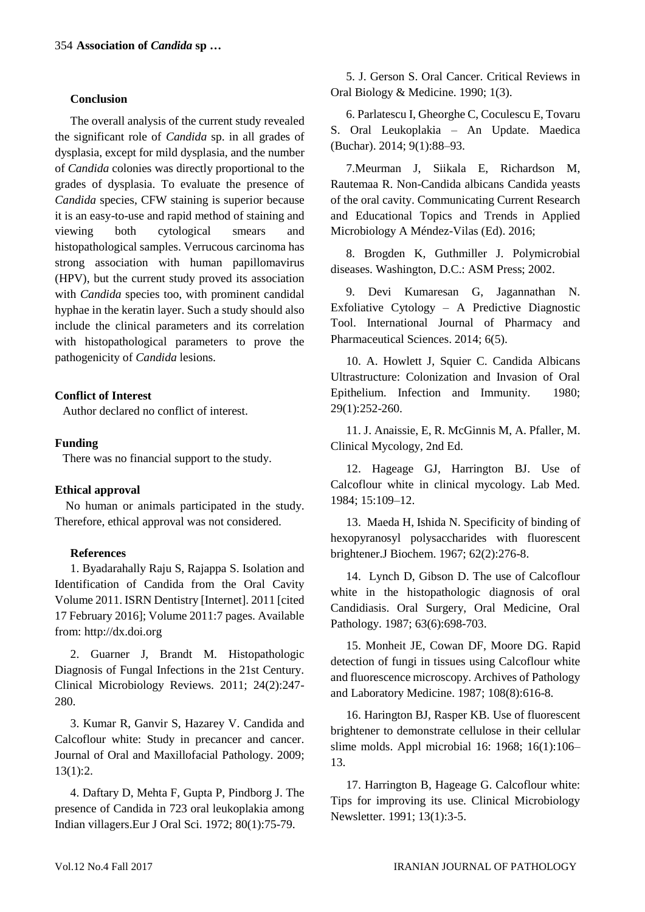## Conclusion

The overall analysis of the current study revealed the significant role of *Candida* sp. in all grades of dysplasia, except for mild dysplasia, and the number of *Candida* colonies was directly proportional to the grades of dysplasia. To evaluate the presence of *Candida* species, CFW staining is superior because it is an easy-to-use and rapid method of staining and viewing both cytological smears and histopathological samples. Verrucous carcinoma has strong association with human papillomavirus (HPV), but the current study proved its association with *Candida* species too, with prominent candidal hyphae in the keratin layer. Such a study should also include the clinical parameters and its correlation with histopathological parameters to prove the pathogenicity of *Candida* lesions.

### Conflict of Interest

Author declared no conflict of interest.

### Funding

There was no financial support to the study.

### Ethical approval

No human or animals participated in the study. Therefore, ethical approval was not considered.

## References

1. Byadarahally Raju S, Rajappa S. Isolation and Identification of Candida from the Oral Cavity Volume 2011. ISRN Dentistry [Internet]. 2011 [cited 17 February 2016]; Volume 2011:7 pages. Available from: http://dx.doi.org

2. Guarner J, Brandt M. Histopathologic Diagnosis of Fungal Infections in the 21st Century. Clinical Microbiology Reviews. 2011; 24(2):247-280.

3. Kumar R, Ganvir S, Hazarey V. Candida and Calcoflour white: Study in precancer and cancer. Journal of Oral and Maxillofacial Pathology. 2009; 13(1):2.

4. Daftary D, Mehta F, Gupta P, Pindborg J. The presence of Candida in 723 oral leukoplakia among Indian villagers.Eur J Oral Sci. 1972; 80(1):75-79.

5. J. Gerson S. Oral Cancer. Critical Reviews in Oral Biology & Medicine. 1990; 1(3).

6. Parlatescu I, Gheorghe C, Coculescu E, Tovaru S. Oral Leukoplakia – An Update. Maedica (Buchar). 2014; 9(1):88–93.

7. Meurman J, Siikala E, Richardson M, Rautemaa R. Non-Candida albicans Candida yeasts of the oral cavity. Communicating Current Research and Educational Topics and Trends in Applied Microbiology A Méndez-Vilas (Ed). 2016;

8. Brogden K, Guthmiller J. Polymicrobial diseases. Washington, D.C.: ASM Press; 2002.

9. Devi Kumaresan G, Jagannathan N. Exfoliative Cytology – A Predictive Diagnostic Tool. International Journal of Pharmacy and Pharmaceutical Sciences. 2014; 6(5).

10. A. Howlett J, Squier C. Candida Albicans Ultrastructure: Colonization and Invasion of Oral Epithelium. Infection and Immunity. 1980; 29(1):252-260.

11. J. Anaissie, E, R. McGinnis M, A. Pfaller, M. Clinical Mycology, 2nd Ed.

12. Hageage GJ, Harrington BJ. Use of Calcoflour white in clinical mycology. Lab Med. 1984; 15:109–12.

13. Maeda H, Ishida N. Specificity of binding of hexopyranosyl polysaccharides with fluorescent brightener.J Biochem. 1967; 62(2):276-8.

14. Lynch D, Gibson D. The use of Calcoflour white in the histopathologic diagnosis of oral Candidiasis. Oral Surgery, Oral Medicine, Oral Pathology. 1987; 63(6):698-703.

15. Monheit JE, Cowan DF, Moore DG. Rapid detection of fungi in tissues using Calcoflour white and fluorescence microscopy. Archives of Pathology and Laboratory Medicine. 1987; 108(8):616-8.

16. Harington BJ, Rasper KB. Use of fluorescent brightener to demonstrate cellulose in their cellular slime molds. Appl microbial 16: 1968; 16(1):106–13.

17. Harrington B, Hageage G. Calcoflour white: Tips for improving its use. Clinical Microbiology Newsletter. 1991; 13(1):3-5.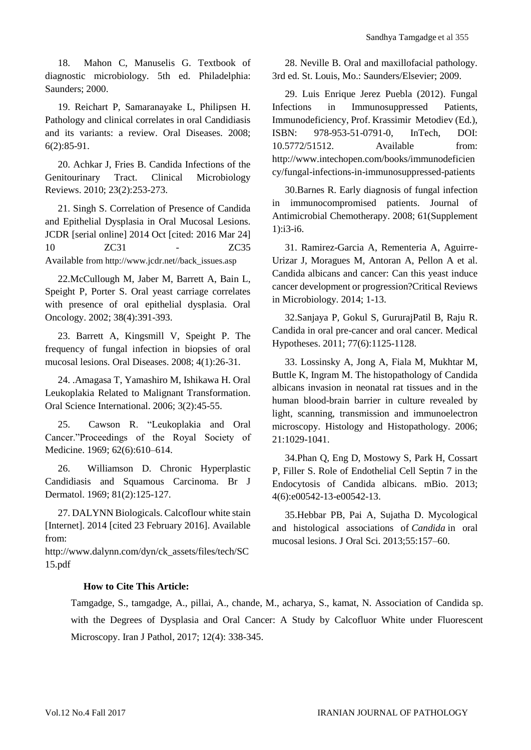18. Mahon C, Manuselis G. Textbook of diagnostic microbiology. 5th ed. Philadelphia: Saunders; 2000.

19. Reichart P, Samaranayake L, Philipsen H. Pathology and clinical correlates in oral Candidiasis and its variants: a review. Oral Diseases. 2008; 6(2):85-91.

20. Achkar J, Fries B. Candida Infections of the Genitourinary Tract. Clinical Microbiology Reviews. 2010; 23(2):253-273.

21. Singh S. Correlation of Presence of Candida and Epithelial Dysplasia in Oral Mucosal Lesions. JCDR [serial online] 2014 Oct [cited: 2016 Mar 24] 10 ZC31 - ZC35 Available from http://www.jcdr.net//back_issues.asp

22.McCullough M, Jaber M, Barrett A, Bain L, Speight P, Porter S. Oral yeast carriage correlates with presence of oral epithelial dysplasia. Oral Oncology. 2002; 38(4):391-393.

23. Barrett A, Kingsmill V, Speight P. The frequency of fungal infection in biopsies of oral mucosal lesions. Oral Diseases. 2008; 4(1):26-31.

24. .Amagasa T, Yamashiro M, Ishikawa H. Oral Leukoplakia Related to Malignant Transformation. Oral Science International. 2006; 3(2):45-55.

25. Cawson R. "Leukoplakia and Oral Cancer."Proceedings of the Royal Society of Medicine. 1969; 62(6):610–614.

26. Williamson D. Chronic Hyperplastic Candidiasis and Squamous Carcinoma. Br J Dermatol. 1969; 81(2):125-127.

27. DALYNN Biologicals. Calcoflour white stain [Internet]. 2014 [cited 23 February 2016]. Available from: http://www.dalynn.com/dyn/ck_assets/files/tech/SC15.pdf

28. Neville B. Oral and maxillofacial pathology. 3rd ed. St. Louis, Mo.: Saunders/Elsevier; 2009.

29. Luis Enrique Jerez Puebla (2012). Fungal Infections in Immunosuppressed Patients, Immunodeficiency, Prof. Krassimir Metodiev (Ed.), ISBN: 978-953-51-0791-0, InTech, DOI: 10.5772/51512. Available from: http://www.intechopen.com/books/immunodeficiency/fungal-infections-in-immunosuppressed-patients

30.Barnes R. Early diagnosis of fungal infection in immunocompromised patients. Journal of Antimicrobial Chemotherapy. 2008; 61(Supplement 1):i3-i6.

31. Ramirez-Garcia A, Rementeria A, Aguirre-Urizar J, Moragues M, Antoran A, Pellon A et al. Candida albicans and cancer: Can this yeast induce cancer development or progression?Critical Reviews in Microbiology. 2014; 1-13.

32.Sanjaya P, Gokul S, GururajPatil B, Raju R. Candida in oral pre-cancer and oral cancer. Medical Hypotheses. 2011; 77(6):1125-1128.

33. Lossinsky A, Jong A, Fiala M, Mukhtar M, Buttle K, Ingram M. The histopathology of Candida albicans invasion in neonatal rat tissues and in the human blood-brain barrier in culture revealed by light, scanning, transmission and immunoelectron microscopy. Histology and Histopathology. 2006; 21:1029-1041.

34.Phan Q, Eng D, Mostowy S, Park H, Cossart P, Filler S. Role of Endothelial Cell Septin 7 in the Endocytosis of Candida albicans. mBio. 2013; 4(6):e00542-13-e00542-13.

35.Hebbar PB, Pai A, Sujatha D. Mycological and histological associations of *Candida* in oral mucosal lesions. J Oral Sci. 2013;55:157–60.

**How to Cite This Article:**

Tamgadge, S., tamgadge, A., pillai, A., chande, M., acharya, S., kamat, N. Association of Candida sp. with the Degrees of Dysplasia and Oral Cancer: A Study by Calcofluor White under Fluorescent Microscopy. Iran J Pathol, 2017; 12(4): 338-345.